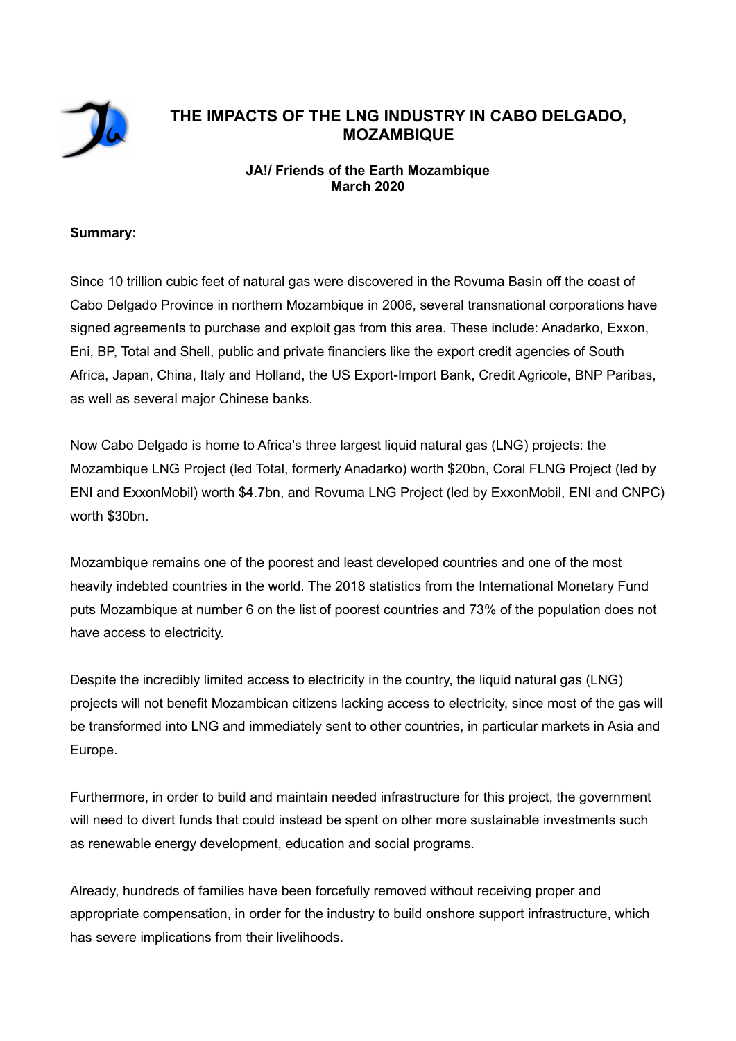# THE IMPACTS OF THE LNG INDUSTRY IN CABO DELGADO, MOZAMBIQUE

**JA!/ Friends of the Earth Mozambique**
**March 2020**

**Summary:**

Since 10 trillion cubic feet of natural gas were discovered in the Rovuma Basin off the coast of Cabo Delgado Province in northern Mozambique in 2006, several transnational corporations have signed agreements to purchase and exploit gas from this area. These include: Anadarko, Exxon, Eni, BP, Total and Shell, public and private financiers like the export credit agencies of South Africa, Japan, China, Italy and Holland, the US Export-Import Bank, Credit Agricole, BNP Paribas, as well as several major Chinese banks.

Now Cabo Delgado is home to Africa's three largest liquid natural gas (LNG) projects: the Mozambique LNG Project (led Total, formerly Anadarko) worth $20bn, Coral FLNG Project (led by ENI and ExxonMobil) worth $4.7bn, and Rovuma LNG Project (led by ExxonMobil, ENI and CNPC) worth $30bn.

Mozambique remains one of the poorest and least developed countries and one of the most heavily indebted countries in the world. The 2018 statistics from the International Monetary Fund puts Mozambique at number 6 on the list of poorest countries and 73% of the population does not have access to electricity.

Despite the incredibly limited access to electricity in the country, the liquid natural gas (LNG) projects will not benefit Mozambican citizens lacking access to electricity, since most of the gas will be transformed into LNG and immediately sent to other countries, in particular markets in Asia and Europe.

Furthermore, in order to build and maintain needed infrastructure for this project, the government will need to divert funds that could instead be spent on other more sustainable investments such as renewable energy development, education and social programs.

Already, hundreds of families have been forcefully removed without receiving proper and appropriate compensation, in order for the industry to build onshore support infrastructure, which has severe implications from their livelihoods.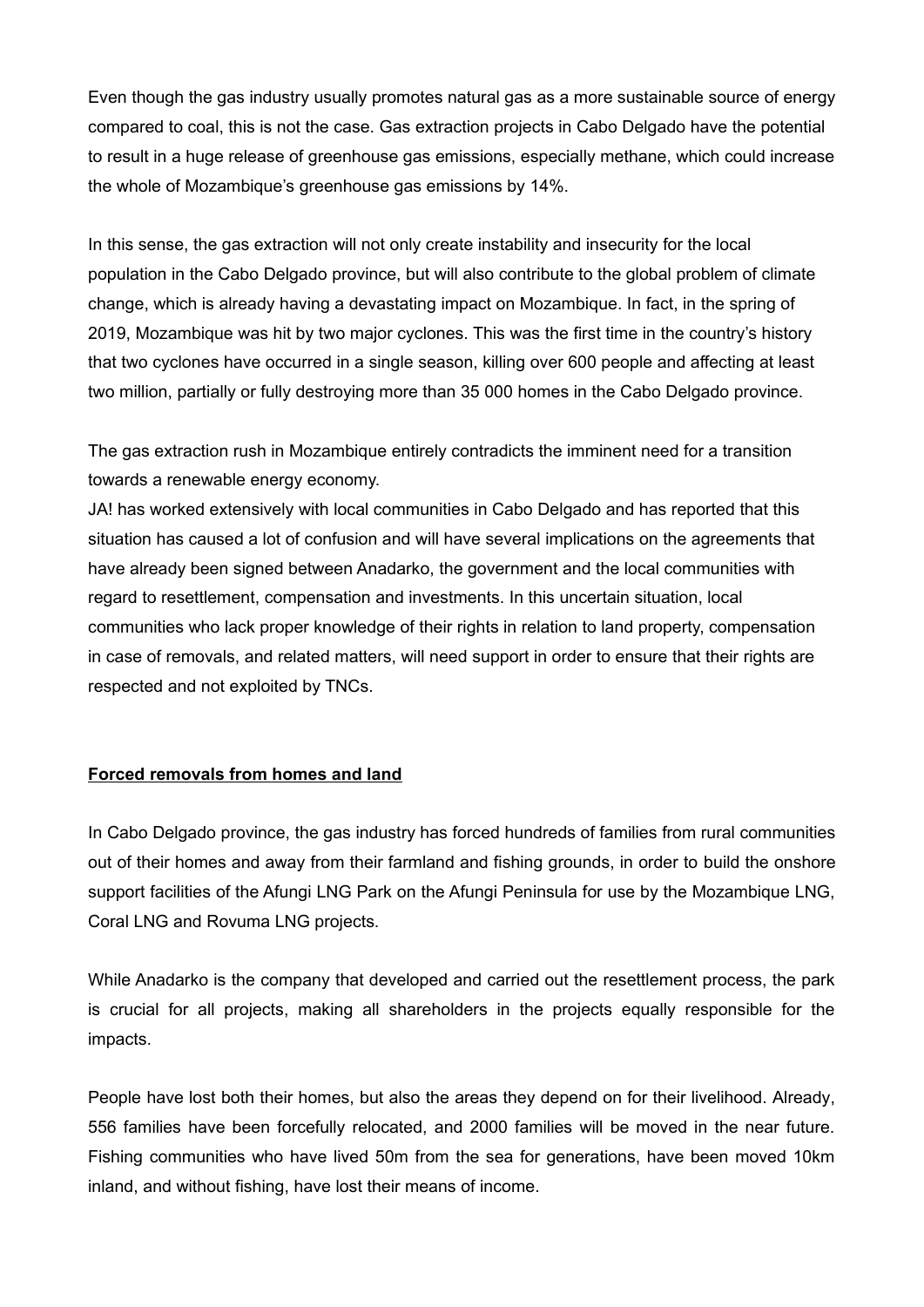Even though the gas industry usually promotes natural gas as a more sustainable source of energy compared to coal, this is not the case. Gas extraction projects in Cabo Delgado have the potential to result in a huge release of greenhouse gas emissions, especially methane, which could increase the whole of Mozambique's greenhouse gas emissions by 14%.

In this sense, the gas extraction will not only create instability and insecurity for the local population in the Cabo Delgado province, but will also contribute to the global problem of climate change, which is already having a devastating impact on Mozambique. In fact, in the spring of 2019, Mozambique was hit by two major cyclones. This was the first time in the country's history that two cyclones have occurred in a single season, killing over 600 people and affecting at least two million, partially or fully destroying more than 35 000 homes in the Cabo Delgado province.

The gas extraction rush in Mozambique entirely contradicts the imminent need for a transition towards a renewable energy economy.
JA! has worked extensively with local communities in Cabo Delgado and has reported that this situation has caused a lot of confusion and will have several implications on the agreements that have already been signed between Anadarko, the government and the local communities with regard to resettlement, compensation and investments. In this uncertain situation, local communities who lack proper knowledge of their rights in relation to land property, compensation in case of removals, and related matters, will need support in order to ensure that their rights are respected and not exploited by TNCs.

**Forced removals from homes and land**

In Cabo Delgado province, the gas industry has forced hundreds of families from rural communities out of their homes and away from their farmland and fishing grounds, in order to build the onshore support facilities of the Afungi LNG Park on the Afungi Peninsula for use by the Mozambique LNG, Coral LNG and Rovuma LNG projects.

While Anadarko is the company that developed and carried out the resettlement process, the park is crucial for all projects, making all shareholders in the projects equally responsible for the impacts.

People have lost both their homes, but also the areas they depend on for their livelihood. Already, 556 families have been forcefully relocated, and 2000 families will be moved in the near future. Fishing communities who have lived 50m from the sea for generations, have been moved 10km inland, and without fishing, have lost their means of income.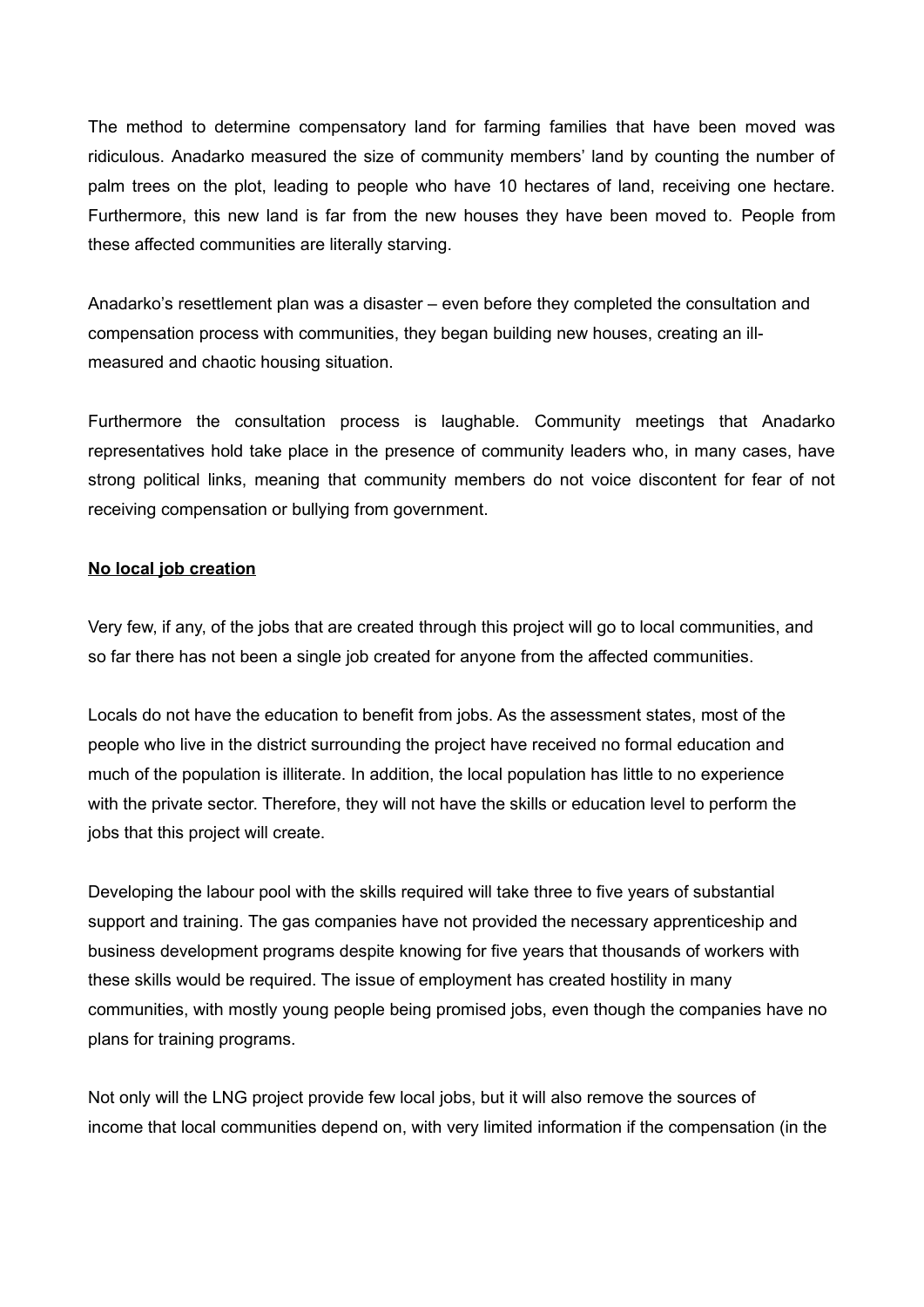The method to determine compensatory land for farming families that have been moved was ridiculous. Anadarko measured the size of community members' land by counting the number of palm trees on the plot, leading to people who have 10 hectares of land, receiving one hectare. Furthermore, this new land is far from the new houses they have been moved to. People from these affected communities are literally starving.

Anadarko's resettlement plan was a disaster – even before they completed the consultation and compensation process with communities, they began building new houses, creating an ill-measured and chaotic housing situation.

Furthermore the consultation process is laughable. Community meetings that Anadarko representatives hold take place in the presence of community leaders who, in many cases, have strong political links, meaning that community members do not voice discontent for fear of not receiving compensation or bullying from government.

**No local job creation**

Very few, if any, of the jobs that are created through this project will go to local communities, and so far there has not been a single job created for anyone from the affected communities.

Locals do not have the education to benefit from jobs. As the assessment states, most of the people who live in the district surrounding the project have received no formal education and much of the population is illiterate. In addition, the local population has little to no experience with the private sector. Therefore, they will not have the skills or education level to perform the jobs that this project will create.

Developing the labour pool with the skills required will take three to five years of substantial support and training. The gas companies have not provided the necessary apprenticeship and business development programs despite knowing for five years that thousands of workers with these skills would be required. The issue of employment has created hostility in many communities, with mostly young people being promised jobs, even though the companies have no plans for training programs.

Not only will the LNG project provide few local jobs, but it will also remove the sources of income that local communities depend on, with very limited information if the compensation (in the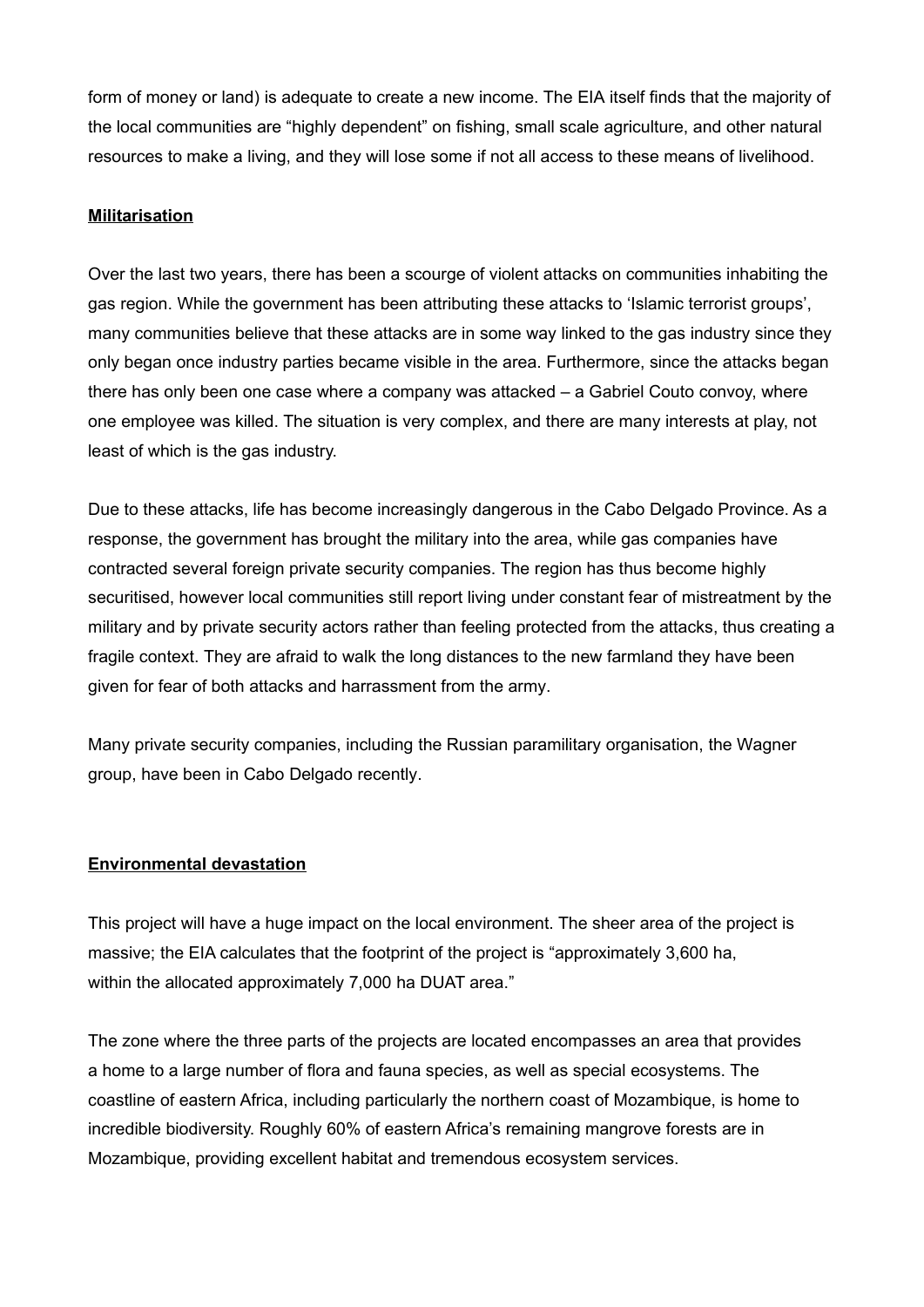form of money or land) is adequate to create a new income. The EIA itself finds that the majority of the local communities are "highly dependent" on fishing, small scale agriculture, and other natural resources to make a living, and they will lose some if not all access to these means of livelihood.

## Militarisation

Over the last two years, there has been a scourge of violent attacks on communities inhabiting the gas region. While the government has been attributing these attacks to 'Islamic terrorist groups', many communities believe that these attacks are in some way linked to the gas industry since they only began once industry parties became visible in the area. Furthermore, since the attacks began there has only been one case where a company was attacked – a Gabriel Couto convoy, where one employee was killed. The situation is very complex, and there are many interests at play, not least of which is the gas industry.

Due to these attacks, life has become increasingly dangerous in the Cabo Delgado Province. As a response, the government has brought the military into the area, while gas companies have contracted several foreign private security companies. The region has thus become highly securitised, however local communities still report living under constant fear of mistreatment by the military and by private security actors rather than feeling protected from the attacks, thus creating a fragile context. They are afraid to walk the long distances to the new farmland they have been given for fear of both attacks and harrassment from the army.

Many private security companies, including the Russian paramilitary organisation, the Wagner group, have been in Cabo Delgado recently.

## Environmental devastation

This project will have a huge impact on the local environment. The sheer area of the project is massive; the EIA calculates that the footprint of the project is "approximately 3,600 ha, within the allocated approximately 7,000 ha DUAT area."

The zone where the three parts of the projects are located encompasses an area that provides a home to a large number of flora and fauna species, as well as special ecosystems. The coastline of eastern Africa, including particularly the northern coast of Mozambique, is home to incredible biodiversity. Roughly 60% of eastern Africa's remaining mangrove forests are in Mozambique, providing excellent habitat and tremendous ecosystem services.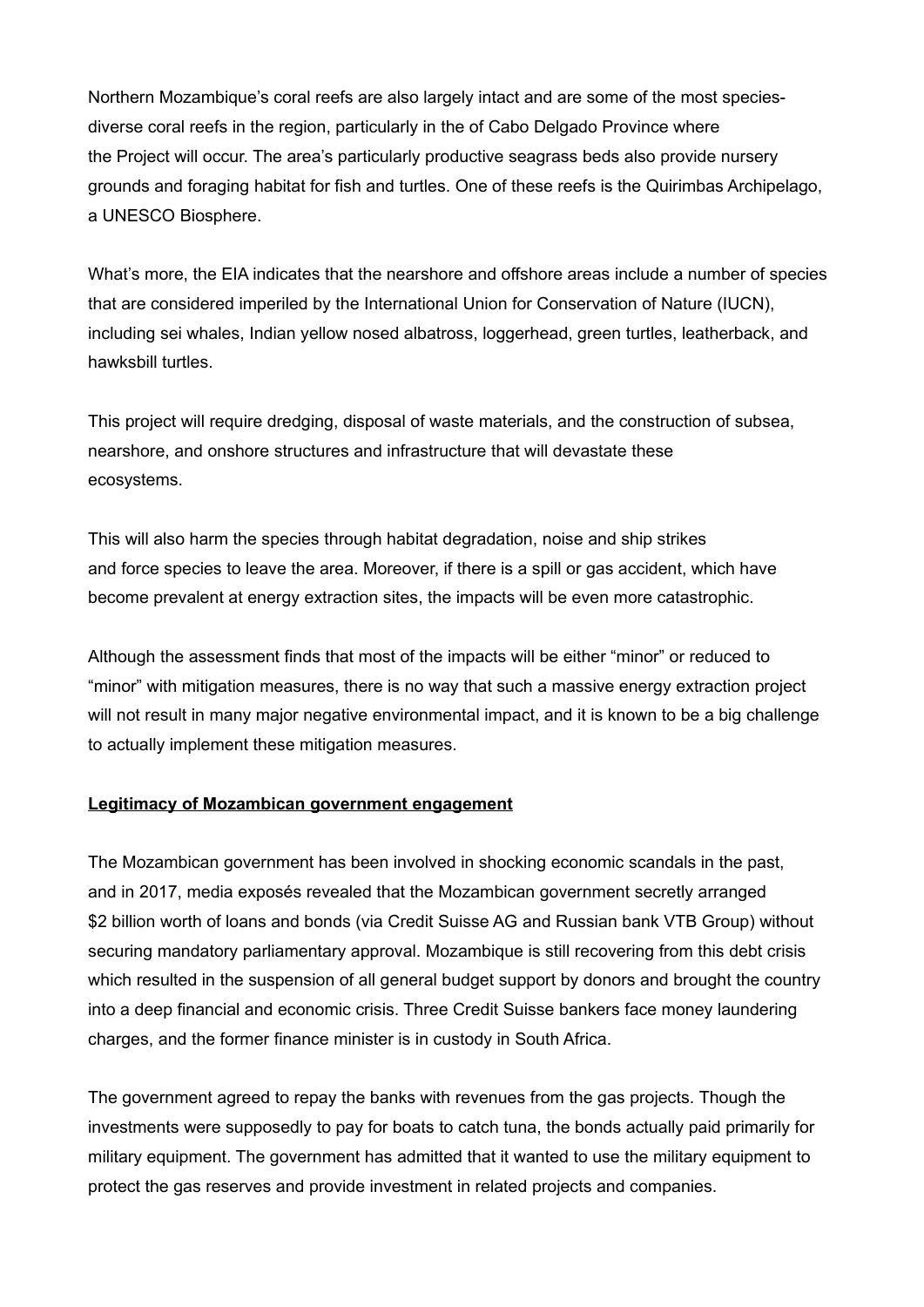Northern Mozambique's coral reefs are also largely intact and are some of the most species-diverse coral reefs in the region, particularly in the of Cabo Delgado Province where the Project will occur. The area's particularly productive seagrass beds also provide nursery grounds and foraging habitat for fish and turtles. One of these reefs is the Quirimbas Archipelago, a UNESCO Biosphere.

What's more, the EIA indicates that the nearshore and offshore areas include a number of species that are considered imperiled by the International Union for Conservation of Nature (IUCN), including sei whales, Indian yellow nosed albatross, loggerhead, green turtles, leatherback, and hawksbill turtles.

This project will require dredging, disposal of waste materials, and the construction of subsea, nearshore, and onshore structures and infrastructure that will devastate these ecosystems.

This will also harm the species through habitat degradation, noise and ship strikes and force species to leave the area. Moreover, if there is a spill or gas accident, which have become prevalent at energy extraction sites, the impacts will be even more catastrophic.

Although the assessment finds that most of the impacts will be either "minor" or reduced to "minor" with mitigation measures, there is no way that such a massive energy extraction project will not result in many major negative environmental impact, and it is known to be a big challenge to actually implement these mitigation measures.

**<u>Legitimacy of Mozambican government engagement</u>**

The Mozambican government has been involved in shocking economic scandals in the past, and in 2017, media exposés revealed that the Mozambican government secretly arranged $2 billion worth of loans and bonds (via Credit Suisse AG and Russian bank VTB Group) without securing mandatory parliamentary approval. Mozambique is still recovering from this debt crisis which resulted in the suspension of all general budget support by donors and brought the country into a deep financial and economic crisis. Three Credit Suisse bankers face money laundering charges, and the former finance minister is in custody in South Africa.

The government agreed to repay the banks with revenues from the gas projects. Though the investments were supposedly to pay for boats to catch tuna, the bonds actually paid primarily for military equipment. The government has admitted that it wanted to use the military equipment to protect the gas reserves and provide investment in related projects and companies.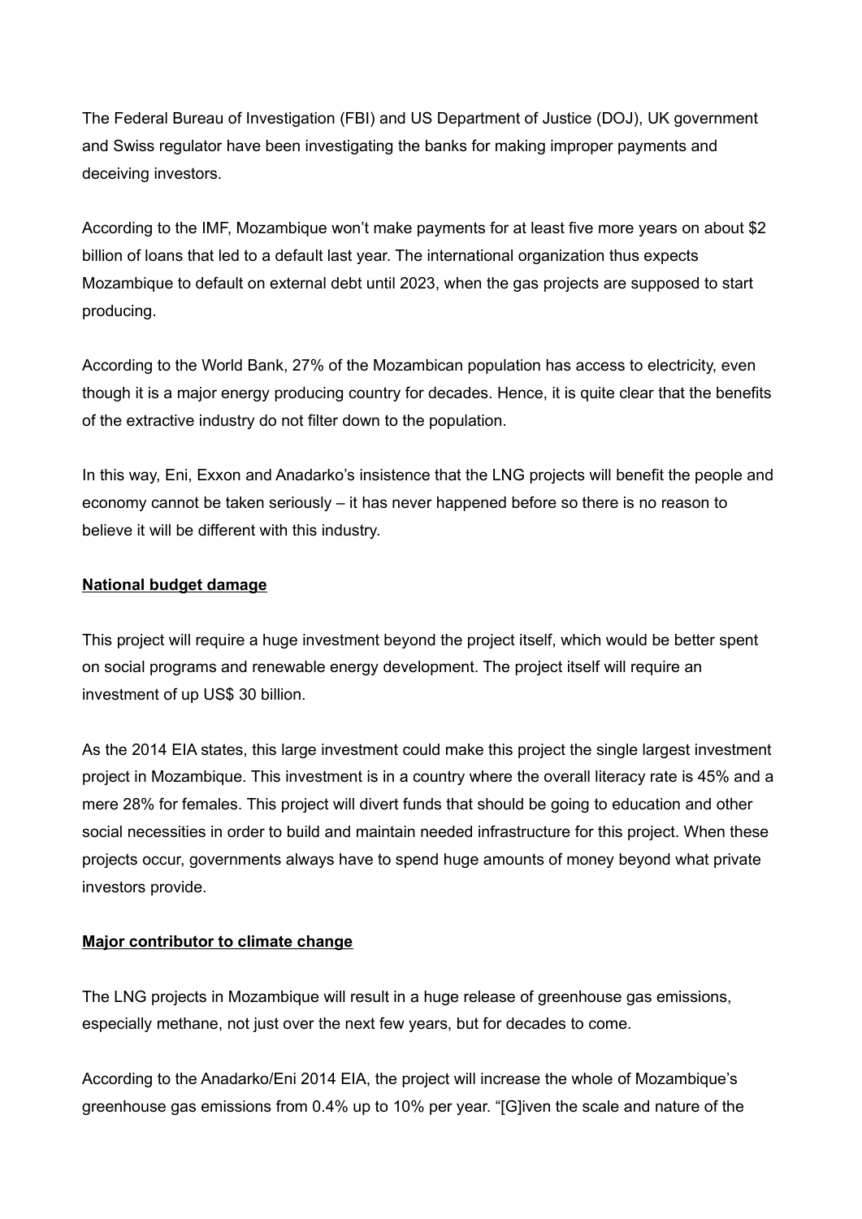The Federal Bureau of Investigation (FBI) and US Department of Justice (DOJ), UK government and Swiss regulator have been investigating the banks for making improper payments and deceiving investors.

According to the IMF, Mozambique won't make payments for at least five more years on about $2 billion of loans that led to a default last year. The international organization thus expects Mozambique to default on external debt until 2023, when the gas projects are supposed to start producing.

According to the World Bank, 27% of the Mozambican population has access to electricity, even though it is a major energy producing country for decades. Hence, it is quite clear that the benefits of the extractive industry do not filter down to the population.

In this way, Eni, Exxon and Anadarko's insistence that the LNG projects will benefit the people and economy cannot be taken seriously – it has never happened before so there is no reason to believe it will be different with this industry.

**National budget damage**

This project will require a huge investment beyond the project itself, which would be better spent on social programs and renewable energy development. The project itself will require an investment of up US$ 30 billion.

As the 2014 EIA states, this large investment could make this project the single largest investment project in Mozambique. This investment is in a country where the overall literacy rate is 45% and a mere 28% for females. This project will divert funds that should be going to education and other social necessities in order to build and maintain needed infrastructure for this project. When these projects occur, governments always have to spend huge amounts of money beyond what private investors provide.

**Major contributor to climate change**

The LNG projects in Mozambique will result in a huge release of greenhouse gas emissions, especially methane, not just over the next few years, but for decades to come.

According to the Anadarko/Eni 2014 EIA, the project will increase the whole of Mozambique's greenhouse gas emissions from 0.4% up to 10% per year. "[G]iven the scale and nature of the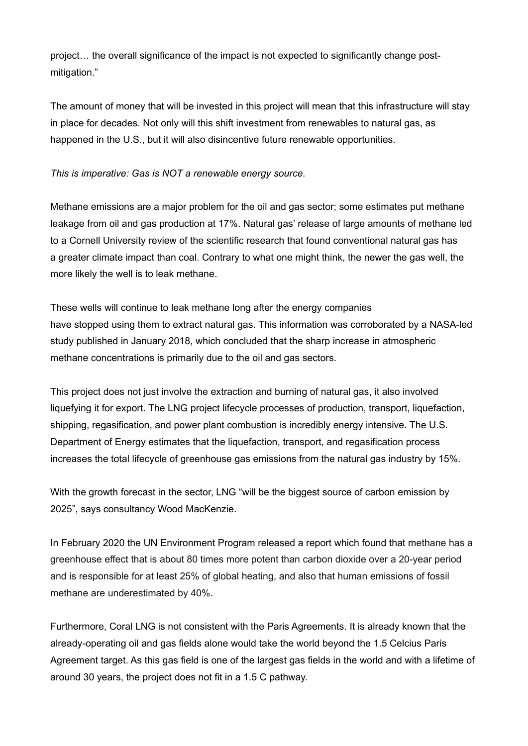project… the overall significance of the impact is not expected to significantly change post-mitigation."

The amount of money that will be invested in this project will mean that this infrastructure will stay in place for decades. Not only will this shift investment from renewables to natural gas, as happened in the U.S., but it will also disincentive future renewable opportunities.

*This is imperative: Gas is NOT a renewable energy source.*

Methane emissions are a major problem for the oil and gas sector; some estimates put methane leakage from oil and gas production at 17%. Natural gas' release of large amounts of methane led to a Cornell University review of the scientific research that found conventional natural gas has a greater climate impact than coal. Contrary to what one might think, the newer the gas well, the more likely the well is to leak methane.

These wells will continue to leak methane long after the energy companies have stopped using them to extract natural gas. This information was corroborated by a NASA-led study published in January 2018, which concluded that the sharp increase in atmospheric methane concentrations is primarily due to the oil and gas sectors.

This project does not just involve the extraction and burning of natural gas, it also involved liquefying it for export. The LNG project lifecycle processes of production, transport, liquefaction, shipping, regasification, and power plant combustion is incredibly energy intensive. The U.S. Department of Energy estimates that the liquefaction, transport, and regasification process increases the total lifecycle of greenhouse gas emissions from the natural gas industry by 15%.

With the growth forecast in the sector, LNG "will be the biggest source of carbon emission by 2025", says consultancy Wood MacKenzie.

In February 2020 the UN Environment Program released a report which found that methane has a greenhouse effect that is about 80 times more potent than carbon dioxide over a 20-year period and is responsible for at least 25% of global heating, and also that human emissions of fossil methane are underestimated by 40%.

Furthermore, Coral LNG is not consistent with the Paris Agreements. It is already known that the already-operating oil and gas fields alone would take the world beyond the 1.5 Celcius Paris Agreement target. As this gas field is one of the largest gas fields in the world and with a lifetime of around 30 years, the project does not fit in a 1.5 C pathway.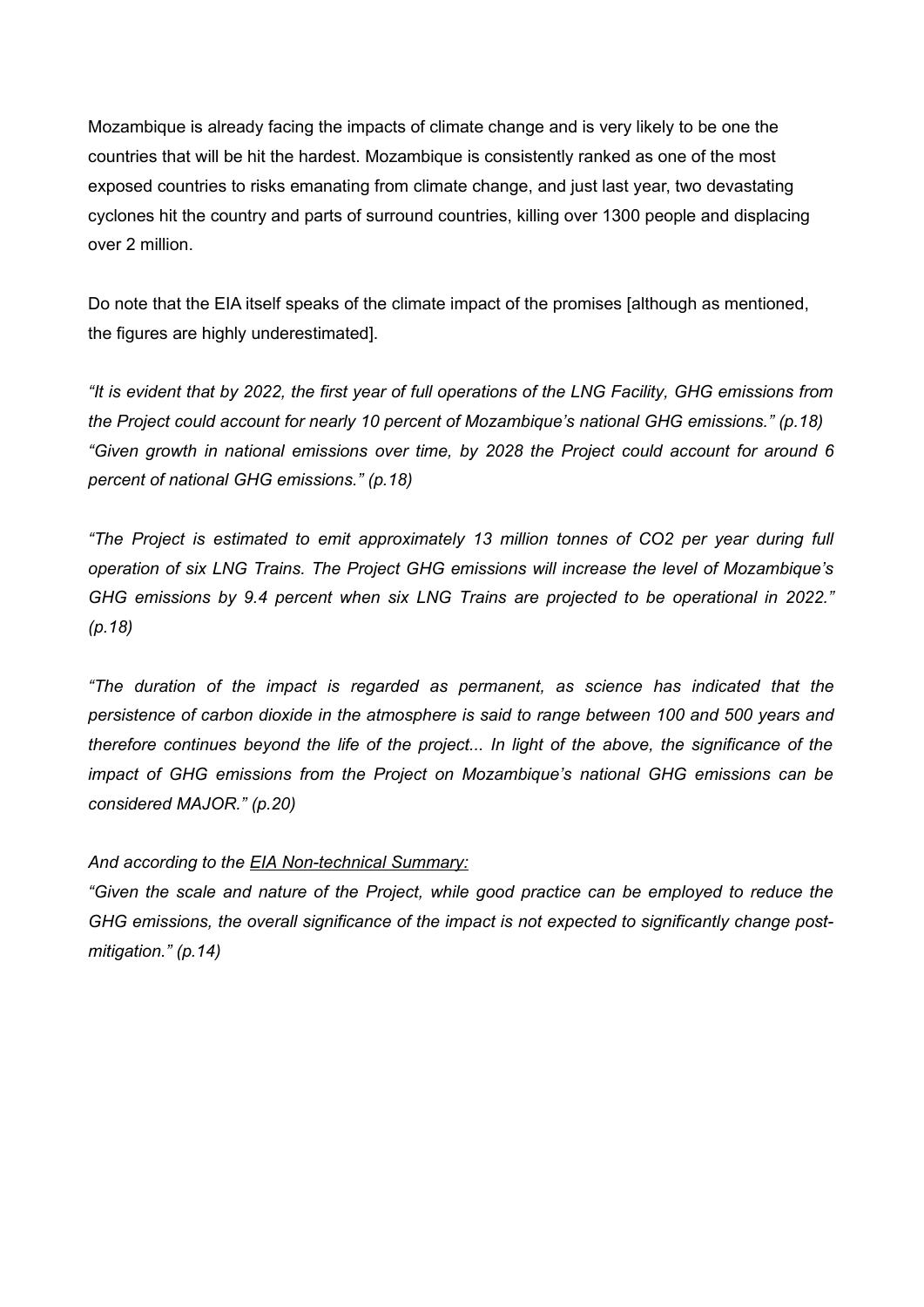Mozambique is already facing the impacts of climate change and is very likely to be one the countries that will be hit the hardest. Mozambique is consistently ranked as one of the most exposed countries to risks emanating from climate change, and just last year, two devastating cyclones hit the country and parts of surround countries, killing over 1300 people and displacing over 2 million.

Do note that the EIA itself speaks of the climate impact of the promises [although as mentioned, the figures are highly underestimated].

*"It is evident that by 2022, the first year of full operations of the LNG Facility, GHG emissions from the Project could account for nearly 10 percent of Mozambique's national GHG emissions." (p.18)*
*"Given growth in national emissions over time, by 2028 the Project could account for around 6 percent of national GHG emissions." (p.18)*

*"The Project is estimated to emit approximately 13 million tonnes of CO2 per year during full operation of six LNG Trains. The Project GHG emissions will increase the level of Mozambique's GHG emissions by 9.4 percent when six LNG Trains are projected to be operational in 2022." (p.18)*

*"The duration of the impact is regarded as permanent, as science has indicated that the persistence of carbon dioxide in the atmosphere is said to range between 100 and 500 years and therefore continues beyond the life of the project... In light of the above, the significance of the impact of GHG emissions from the Project on Mozambique's national GHG emissions can be considered MAJOR." (p.20)*

*And according to the EIA Non-technical Summary:*
*"Given the scale and nature of the Project, while good practice can be employed to reduce the GHG emissions, the overall significance of the impact is not expected to significantly change post-mitigation." (p.14)*